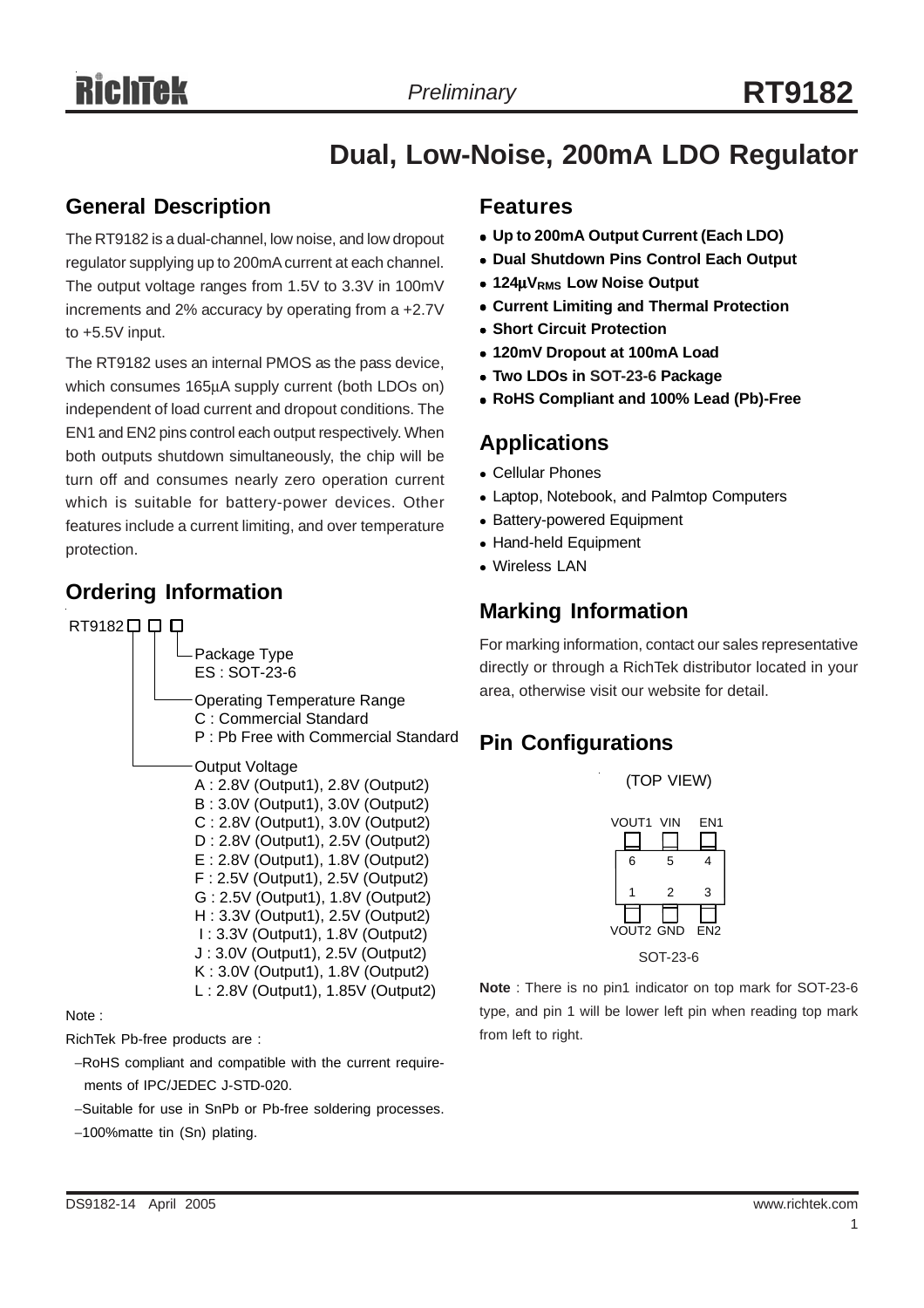# Dual, Low-Noise, 200mA LDO Regulator

## General Description

The RT9182 is a dual-channel, low noise, and low dropout regulator supplying up to 200mA current at each channel. The output voltage ranges from 1.5V to 3.3V in 100mV increments and 2% accuracy by operating from a +2.7V to +5.5V input.

The RT9182 uses an internal PMOS as the pass device, which consumes 165μA supply current (both LDOs on) independent of load current and dropout conditions. The EN1 and EN2 pins control each output respectively. When both outputs shutdown simultaneously, the chip will be turn off and consumes nearly zero operation current which is suitable for battery-power devices. Other features include a current limiting, and over temperature protection.

## Ordering Information

RT9182 □ □ □

- Package Type
  - ES : SOT-23-6
- Operating Temperature Range
  - C : Commercial Standard
  - P : Pb Free with Commercial Standard
- Output Voltage
  - A : 2.8V (Output1), 2.8V (Output2)
  - B : 3.0V (Output1), 3.0V (Output2)
  - C : 2.8V (Output1), 3.0V (Output2)
  - D : 2.8V (Output1), 2.5V (Output2)
  - E : 2.8V (Output1), 1.8V (Output2)
  - F : 2.5V (Output1), 2.5V (Output2)
  - G : 2.5V (Output1), 1.8V (Output2)
  - H : 3.3V (Output1), 2.5V (Output2)
  - I : 3.3V (Output1), 1.8V (Output2)
  - J : 3.0V (Output1), 2.5V (Output2)
  - K : 3.0V (Output1), 1.8V (Output2)
  - L : 2.8V (Output1), 1.85V (Output2)

Note :

RichTek Pb-free products are :

- −RoHS compliant and compatible with the current requirements of IPC/JEDEC J-STD-020.
- −Suitable for use in SnPb or Pb-free soldering processes.
- −100%matte tin (Sn) plating.

## Features

- **Up to 200mA Output Current (Each LDO)**
- **Dual Shutdown Pins Control Each Output**
- **124μ$V_{RMS}$ Low Noise Output**
- **Current Limiting and Thermal Protection**
- **Short Circuit Protection**
- **120mV Dropout at 100mA Load**
- **Two LDOs in SOT-23-6 Package**
- **RoHS Compliant and 100% Lead (Pb)-Free**

## Applications

- Cellular Phones
- Laptop, Notebook, and Palmtop Computers
- Battery-powered Equipment
- Hand-held Equipment
- Wireless LAN

## Marking Information

For marking information, contact our sales representative directly or through a RichTek distributor located in your area, otherwise visit our website for detail.

## Pin Configurations

(TOP VIEW)

| VOUT1 | VIN | EN1 |
|---|---|---|
| 6 | 5 | 4 |
| 1 | 2 | 3 |
| VOUT2 | GND | EN2 |

SOT-23-6

**Note** : There is no pin1 indicator on top mark for SOT-23-6 type, and pin 1 will be lower left pin when reading top mark from left to right.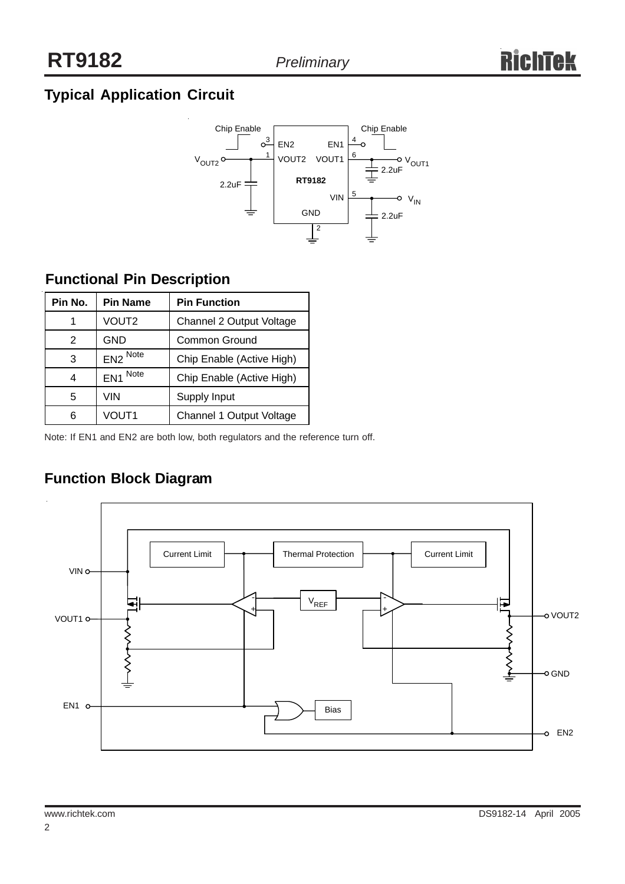## Typical Application Circuit

## Functional Pin Description

| Pin No. | Pin Name | Pin Function |
|---|---|---|
| 1 | VOUT2 | Channel 2 Output Voltage |
| 2 | GND | Common Ground |
| 3 | EN2 Note | Chip Enable (Active High) |
| 4 | EN1 Note | Chip Enable (Active High) |
| 5 | VIN | Supply Input |
| 6 | VOUT1 | Channel 1 Output Voltage |

Note: If EN1 and EN2 are both low, both regulators and the reference turn off.

## Function Block Diagram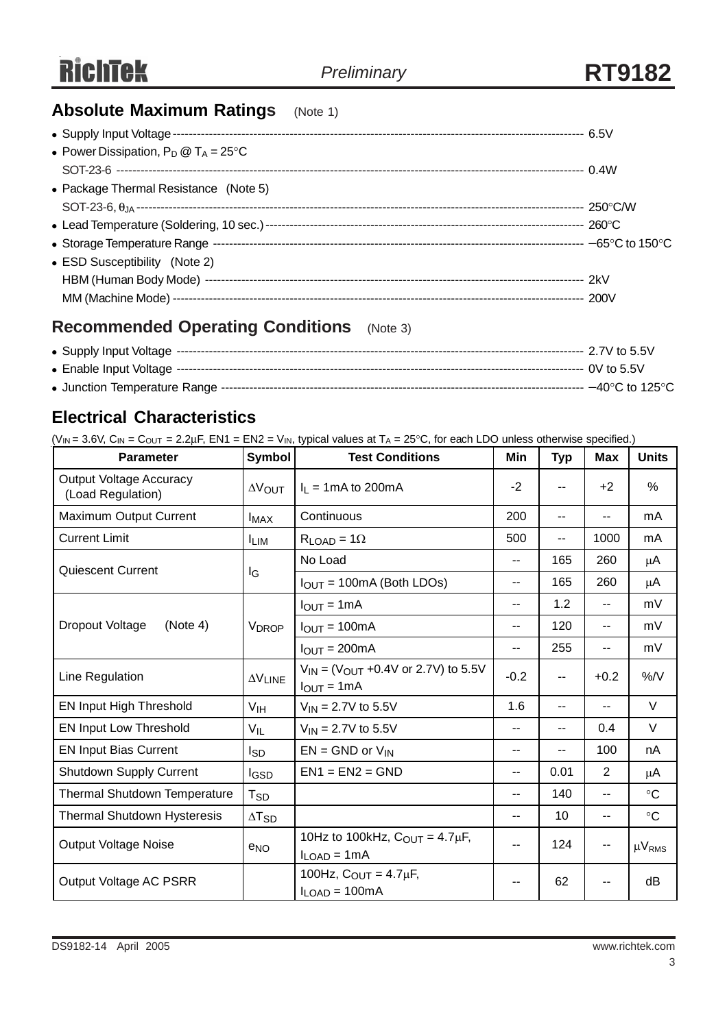## Absolute Maximum Ratings (Note 1)

- Supply Input Voltage ---------------------------------------------------------------------------------------------------- 6.5V
- Power Dissipation, $P_D$ @ $T_A$ = 25°C
  SOT-23-6 ----------------------------------------------------------------------------------------------------------------- 0.4W
- Package Thermal Resistance (Note 5)
  SOT-23-6, $\theta_{JA}$ ----------------------------------------------------------------------------------------------------------- 250°C/W
- Lead Temperature (Soldering, 10 sec.) ----------------------------------------------------------------------------- 260°C
- Storage Temperature Range ------------------------------------------------------------------------------------------ −65°C to 150°C
- ESD Susceptibility (Note 2)
  HBM (Human Body Mode) --------------------------------------------------------------------------------------------- 2kV
  MM (Machine Mode) ------------------------------------------------------------------------------------------------------ 200V

## Recommended Operating Conditions (Note 3)

- Supply Input Voltage ---------------------------------------------------------------------------------------------------- 2.7V to 5.5V
- Enable Input Voltage ---------------------------------------------------------------------------------------------------- 0V to 5.5V
- Junction Temperature Range ---------------------------------------------------------------------------------------------- −40°C to 125°C

## Electrical Characteristics

($V_{IN}$ = 3.6V, $C_{IN}$ = $C_{OUT}$ = 2.2μF, EN1 = EN2 = $V_{IN}$, typical values at $T_A$ = 25°C, for each LDO unless otherwise specified.)

| Parameter | Symbol | Test Conditions | Min | Typ | Max | Units |
|---|---|---|---|---|---|---|
| Output Voltage Accuracy (Load Regulation) | $\Delta V_{OUT}$ | $I_L$ = 1mA to 200mA | -2 | -- | +2 | % |
| Maximum Output Current | $I_{MAX}$ | Continuous | 200 | -- | -- | mA |
| Current Limit | $I_{LIM}$ | $R_{LOAD}$ = 1Ω | 500 | -- | 1000 | mA |
| Quiescent Current | $I_G$ | No Load | -- | 165 | 260 | μA |
| | | $I_{OUT}$ = 100mA (Both LDOs) | -- | 165 | 260 | μA |
| Dropout Voltage (Note 4) | $V_{DROP}$ | $I_{OUT}$ = 1mA | -- | 1.2 | -- | mV |
| | | $I_{OUT}$ = 100mA | -- | 120 | -- | mV |
| | | $I_{OUT}$ = 200mA | -- | 255 | -- | mV |
| Line Regulation | $\Delta V_{LINE}$ | $V_{IN}$ = ($V_{OUT}$ +0.4V or 2.7V) to 5.5V $I_{OUT}$ = 1mA | -0.2 | -- | +0.2 | %/V |
| EN Input High Threshold | $V_{IH}$ | $V_{IN}$ = 2.7V to 5.5V | 1.6 | -- | -- | V |
| EN Input Low Threshold | $V_{IL}$ | $V_{IN}$ = 2.7V to 5.5V | -- | -- | 0.4 | V |
| EN Input Bias Current | $I_{SD}$ | EN = GND or $V_{IN}$ | -- | -- | 100 | nA |
| Shutdown Supply Current | $I_{GSD}$ | EN1 = EN2 = GND | -- | 0.01 | 2 | μA |
| Thermal Shutdown Temperature | $T_{SD}$ | | -- | 140 | -- | °C |
| Thermal Shutdown Hysteresis | $\Delta T_{SD}$ | | -- | 10 | -- | °C |
| Output Voltage Noise | $e_{NO}$ | 10Hz to 100kHz, $C_{OUT}$ = 4.7μF, $I_{LOAD}$ = 1mA | -- | 124 | -- | $\mu V_{RMS}$ |
| Output Voltage AC PSRR | | 100Hz, $C_{OUT}$ = 4.7μF, $I_{LOAD}$ = 100mA | -- | 62 | -- | dB |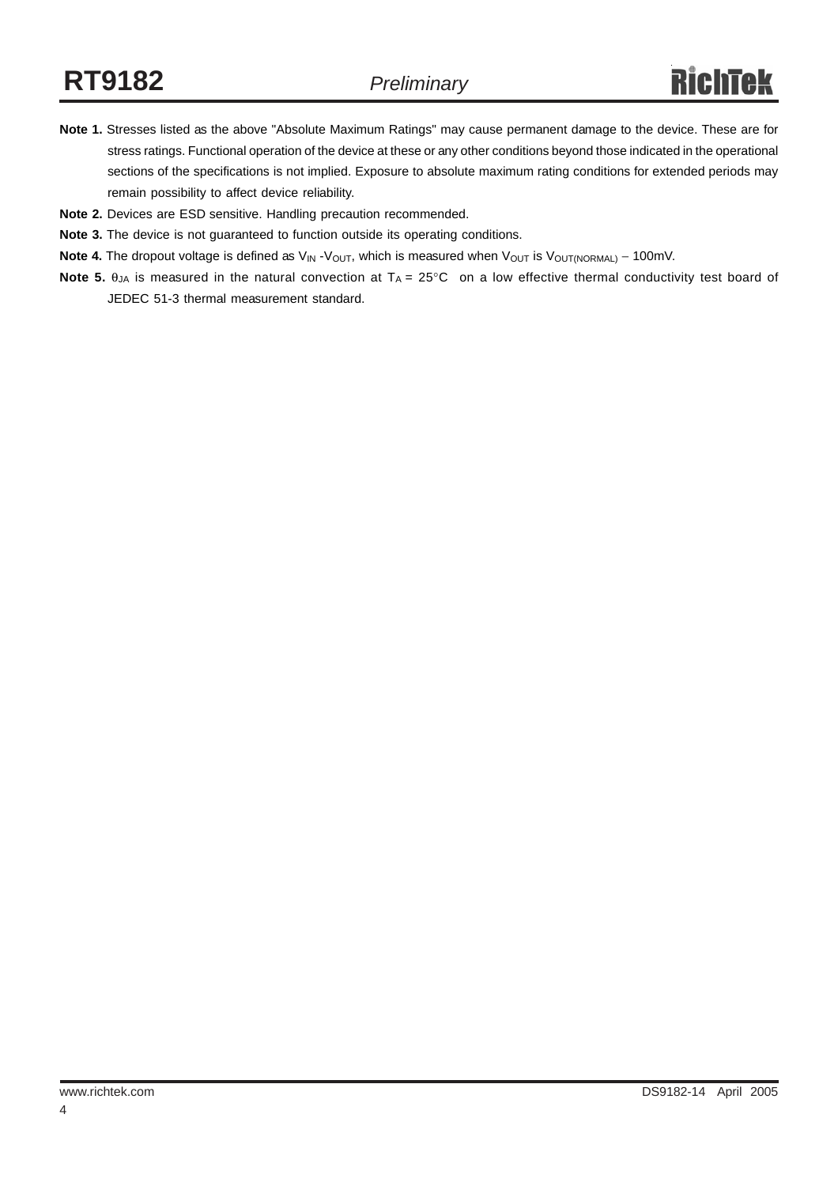**Note 1.** Stresses listed as the above "Absolute Maximum Ratings" may cause permanent damage to the device. These are for stress ratings. Functional operation of the device at these or any other conditions beyond those indicated in the operational sections of the specifications is not implied. Exposure to absolute maximum rating conditions for extended periods may remain possibility to affect device reliability.

**Note 2.** Devices are ESD sensitive. Handling precaution recommended.

**Note 3.** The device is not guaranteed to function outside its operating conditions.

**Note 4.** The dropout voltage is defined as $V_{IN}$ -$V_{OUT}$, which is measured when $V_{OUT}$ is $V_{OUT(NORMAL)}$ − 100mV.

**Note 5.** $\theta_{JA}$ is measured in the natural convection at $T_A$ = 25°C on a low effective thermal conductivity test board of JEDEC 51-3 thermal measurement standard.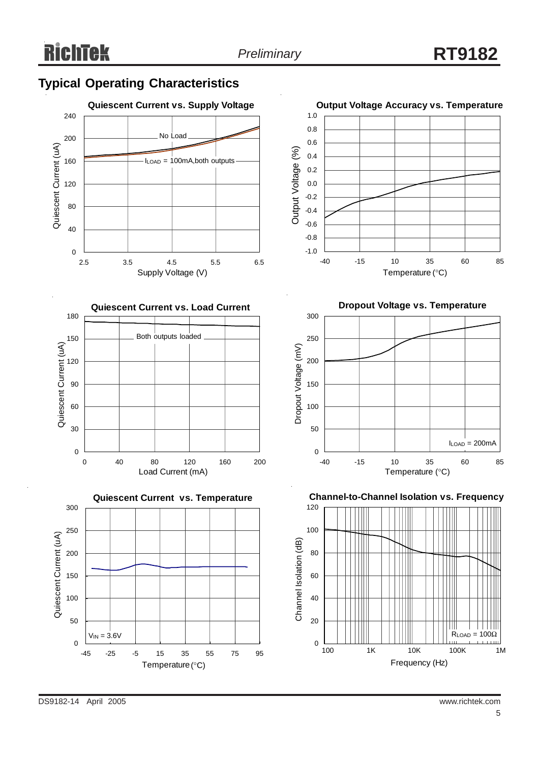## Typical Operating Characteristics

**Quiescent Current vs. Supply Voltage**

Quiescent Current (uA) vs. Supply Voltage (V)

No Load

$I_{LOAD}$ = 100mA,both outputs

**Output Voltage Accuracy vs. Temperature**

Output Voltage (%) vs. Temperature (°C)

**Quiescent Current vs. Load Current**

Quiescent Current (uA) vs. Load Current (mA)

Both outputs loaded

**Dropout Voltage vs. Temperature**

Dropout Voltage (mV) vs. Temperature (°C)

$I_{LOAD}$ = 200mA

**Quiescent Current vs. Temperature**

Quiescent Current (uA) vs. Temperature (°C)

$V_{IN}$ = 3.6V

**Channel-to-Channel Isolation vs. Frequency**

Channel Isolation (dB) vs. Frequency (Hz)

$R_{LOAD}$ = 100Ω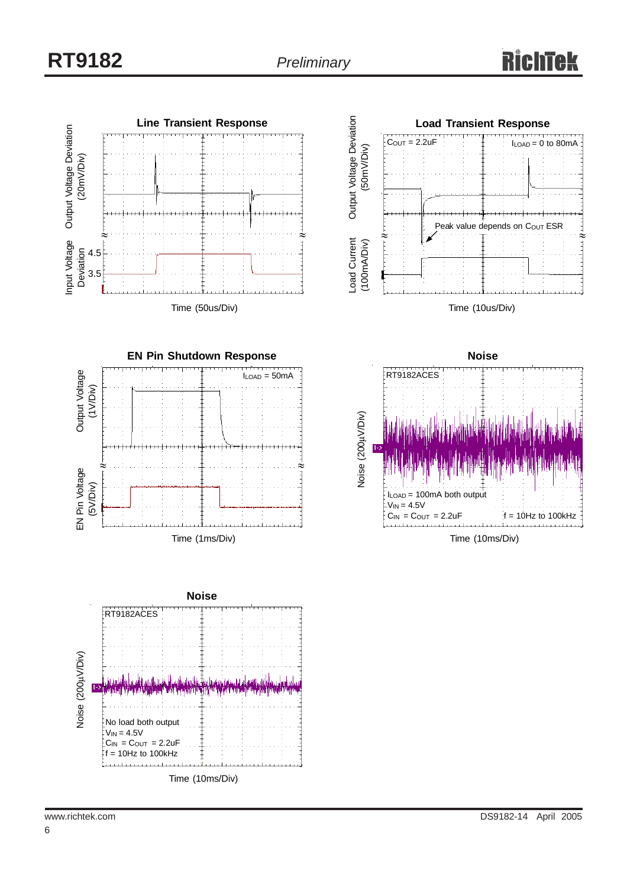## Line Transient Response

Output Voltage Deviation (20mV/Div)

Input Voltage Deviation 4.5 3.5

Time (50us/Div)

## Load Transient Response

$C_{OUT}$ = 2.2uF

$I_{LOAD}$ = 0 to 80mA

Output Voltage Deviation (50mV/Div)

Peak value depends on $C_{OUT}$ ESR

Load Current (100mA/Div)

Time (10us/Div)

## EN Pin Shutdown Response

$I_{LOAD}$ = 50mA

Output Voltage (1V/Div)

EN Pin Voltage (5V/Div)

Time (1ms/Div)

## Noise

RT9182ACES

Noise (200μV/Div)

$I_{LOAD}$ = 100mA both output
$V_{IN}$ = 4.5V
$C_{IN}$ = $C_{OUT}$ = 2.2uF
f = 10Hz to 100kHz

Time (10ms/Div)

## Noise

RT9182ACES

Noise (200μV/Div)

No load both output
$V_{IN}$ = 4.5V
$C_{IN}$ = $C_{OUT}$ = 2.2uF
f = 10Hz to 100kHz

Time (10ms/Div)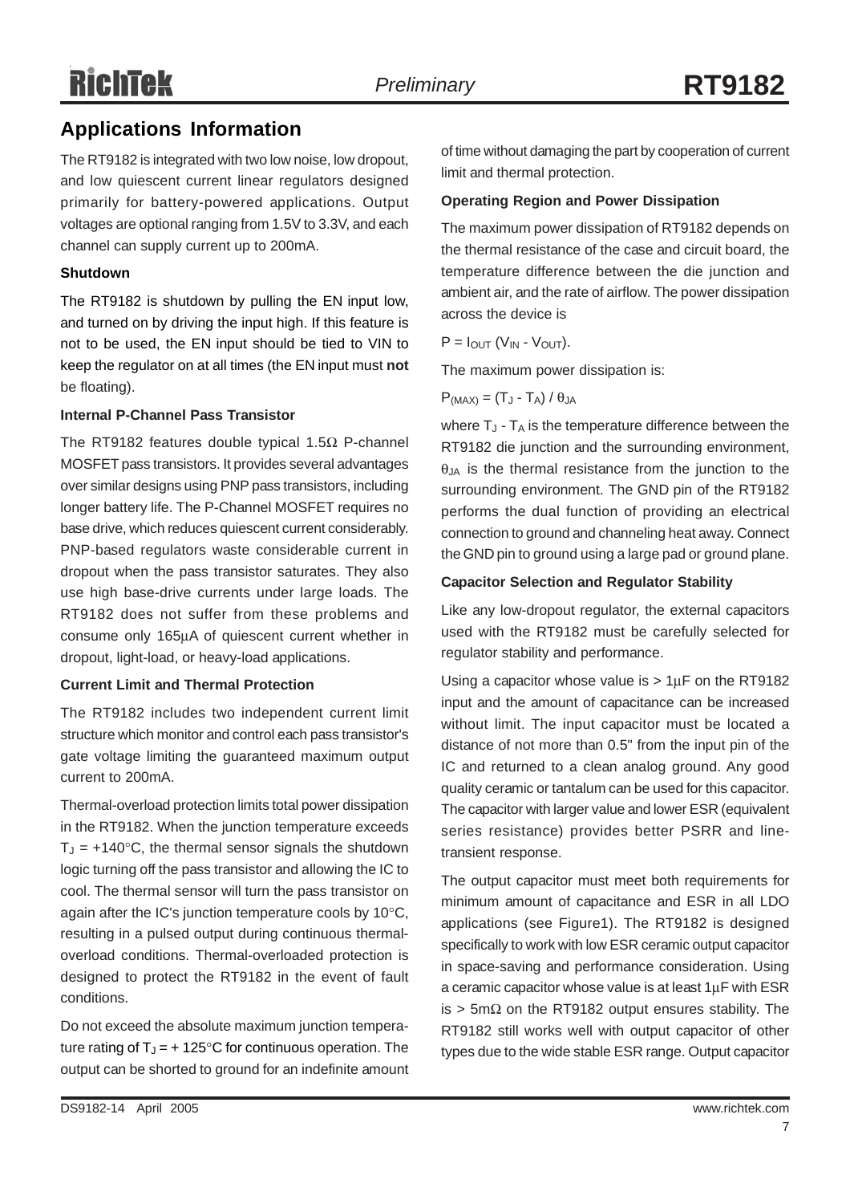## Applications Information

The RT9182 is integrated with two low noise, low dropout, and low quiescent current linear regulators designed primarily for battery-powered applications. Output voltages are optional ranging from 1.5V to 3.3V, and each channel can supply current up to 200mA.

### Shutdown

The RT9182 is shutdown by pulling the EN input low, and turned on by driving the input high. If this feature is not to be used, the EN input should be tied to VIN to keep the regulator on at all times (the EN input must **not** be floating).

### Internal P-Channel Pass Transistor

The RT9182 features double typical 1.5Ω P-channel MOSFET pass transistors. It provides several advantages over similar designs using PNP pass transistors, including longer battery life. The P-Channel MOSFET requires no base drive, which reduces quiescent current considerably. PNP-based regulators waste considerable current in dropout when the pass transistor saturates. They also use high base-drive currents under large loads. The RT9182 does not suffer from these problems and consume only 165μA of quiescent current whether in dropout, light-load, or heavy-load applications.

### Current Limit and Thermal Protection

The RT9182 includes two independent current limit structure which monitor and control each pass transistor's gate voltage limiting the guaranteed maximum output current to 200mA.

Thermal-overload protection limits total power dissipation in the RT9182. When the junction temperature exceeds $T_J$ = +140°C, the thermal sensor signals the shutdown logic turning off the pass transistor and allowing the IC to cool. The thermal sensor will turn the pass transistor on again after the IC's junction temperature cools by 10°C, resulting in a pulsed output during continuous thermal-overload conditions. Thermal-overloaded protection is designed to protect the RT9182 in the event of fault conditions.

Do not exceed the absolute maximum junction temperature rating of $T_J$ = + 125°C for continuous operation. The output can be shorted to ground for an indefinite amount of time without damaging the part by cooperation of current limit and thermal protection.

### Operating Region and Power Dissipation

The maximum power dissipation of RT9182 depends on the thermal resistance of the case and circuit board, the temperature difference between the die junction and ambient air, and the rate of airflow. The power dissipation across the device is

$P = I_{OUT} (V_{IN} - V_{OUT})$.

The maximum power dissipation is:

$P_{(MAX)} = (T_J - T_A) / \theta_{JA}$

where $T_J$ - $T_A$ is the temperature difference between the RT9182 die junction and the surrounding environment, $\theta_{JA}$ is the thermal resistance from the junction to the surrounding environment. The GND pin of the RT9182 performs the dual function of providing an electrical connection to ground and channeling heat away. Connect the GND pin to ground using a large pad or ground plane.

### Capacitor Selection and Regulator Stability

Like any low-dropout regulator, the external capacitors used with the RT9182 must be carefully selected for regulator stability and performance.

Using a capacitor whose value is > 1μF on the RT9182 input and the amount of capacitance can be increased without limit. The input capacitor must be located a distance of not more than 0.5" from the input pin of the IC and returned to a clean analog ground. Any good quality ceramic or tantalum can be used for this capacitor. The capacitor with larger value and lower ESR (equivalent series resistance) provides better PSRR and line-transient response.

The output capacitor must meet both requirements for minimum amount of capacitance and ESR in all LDO applications (see Figure1). The RT9182 is designed specifically to work with low ESR ceramic output capacitor in space-saving and performance consideration. Using a ceramic capacitor whose value is at least 1μF with ESR is > 5mΩ on the RT9182 output ensures stability. The RT9182 still works well with output capacitor of other types due to the wide stable ESR range. Output capacitor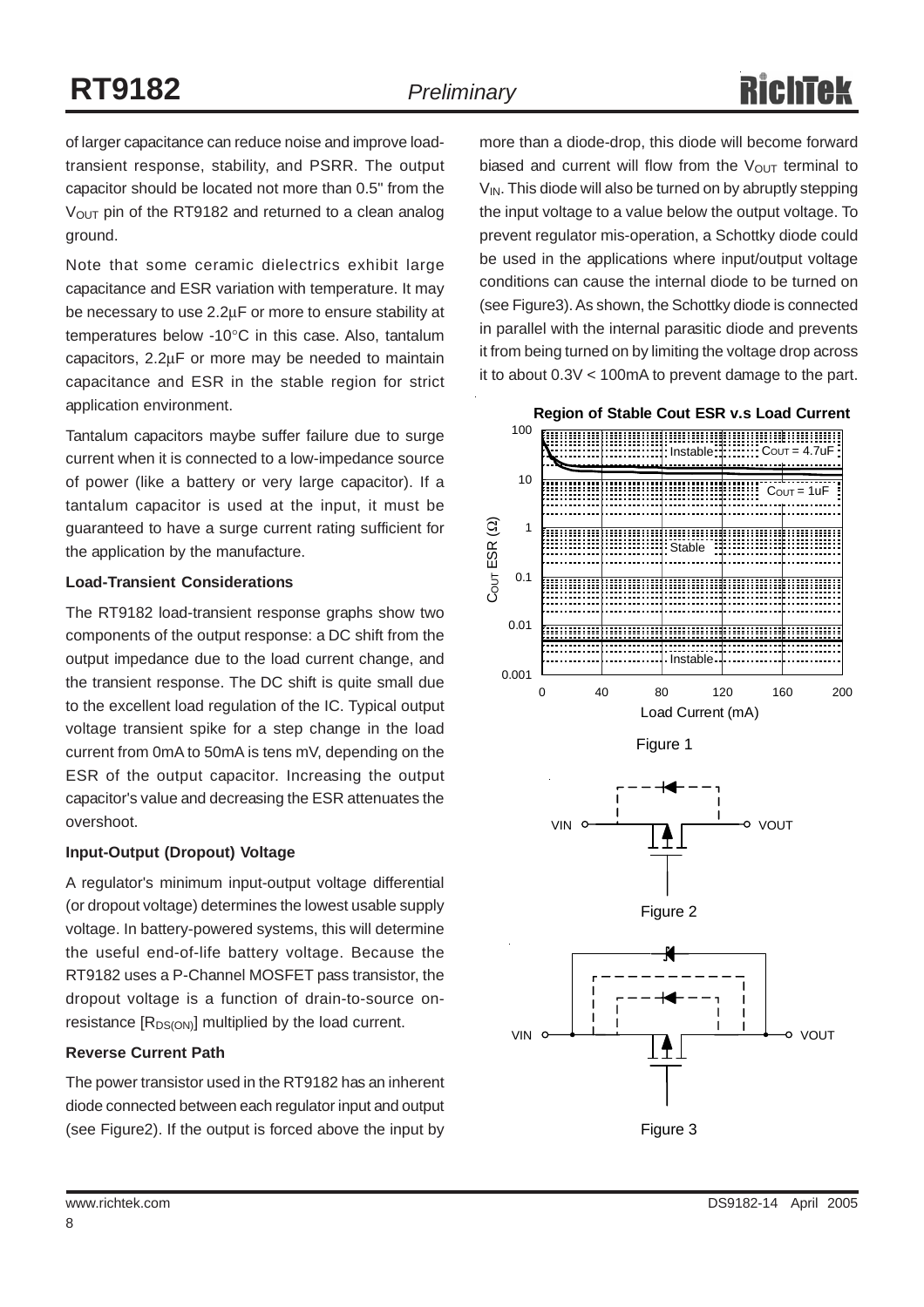of larger capacitance can reduce noise and improve load-transient response, stability, and PSRR. The output capacitor should be located not more than 0.5" from the $V_{OUT}$ pin of the RT9182 and returned to a clean analog ground.

Note that some ceramic dielectrics exhibit large capacitance and ESR variation with temperature. It may be necessary to use 2.2μF or more to ensure stability at temperatures below -10°C in this case. Also, tantalum capacitors, 2.2μF or more may be needed to maintain capacitance and ESR in the stable region for strict application environment.

Tantalum capacitors maybe suffer failure due to surge current when it is connected to a low-impedance source of power (like a battery or very large capacitor). If a tantalum capacitor is used at the input, it must be guaranteed to have a surge current rating sufficient for the application by the manufacture.

**Load-Transient Considerations**

The RT9182 load-transient response graphs show two components of the output response: a DC shift from the output impedance due to the load current change, and the transient response. The DC shift is quite small due to the excellent load regulation of the IC. Typical output voltage transient spike for a step change in the load current from 0mA to 50mA is tens mV, depending on the ESR of the output capacitor. Increasing the output capacitor's value and decreasing the ESR attenuates the overshoot.

**Input-Output (Dropout) Voltage**

A regulator's minimum input-output voltage differential (or dropout voltage) determines the lowest usable supply voltage. In battery-powered systems, this will determine the useful end-of-life battery voltage. Because the RT9182 uses a P-Channel MOSFET pass transistor, the dropout voltage is a function of drain-to-source on-resistance [$R_{DS(ON)}$] multiplied by the load current.

**Reverse Current Path**

The power transistor used in the RT9182 has an inherent diode connected between each regulator input and output (see Figure2). If the output is forced above the input by more than a diode-drop, this diode will become forward biased and current will flow from the $V_{OUT}$ terminal to $V_{IN}$. This diode will also be turned on by abruptly stepping the input voltage to a value below the output voltage. To prevent regulator mis-operation, a Schottky diode could be used in the applications where input/output voltage conditions can cause the internal diode to be turned on (see Figure3). As shown, the Schottky diode is connected in parallel with the internal parasitic diode and prevents it from being turned on by limiting the voltage drop across it to about 0.3V < 100mA to prevent damage to the part.

**Region of Stable Cout ESR v.s Load Current**

(Graph: $C_{OUT}$ ESR (Ω) from 0.001 to 100 vs. Load Current (mA) from 0 to 200; regions labeled Instable (top), $C_{OUT}$ = 4.7uF, $C_{OUT}$ = 1uF, Stable, Instable (bottom))

Figure 1

(Diagram: VIN — P-channel MOSFET — VOUT, with internal parasitic diode)

Figure 2

(Diagram: VIN — P-channel MOSFET — VOUT, with internal parasitic diode and external Schottky diode in parallel)

Figure 3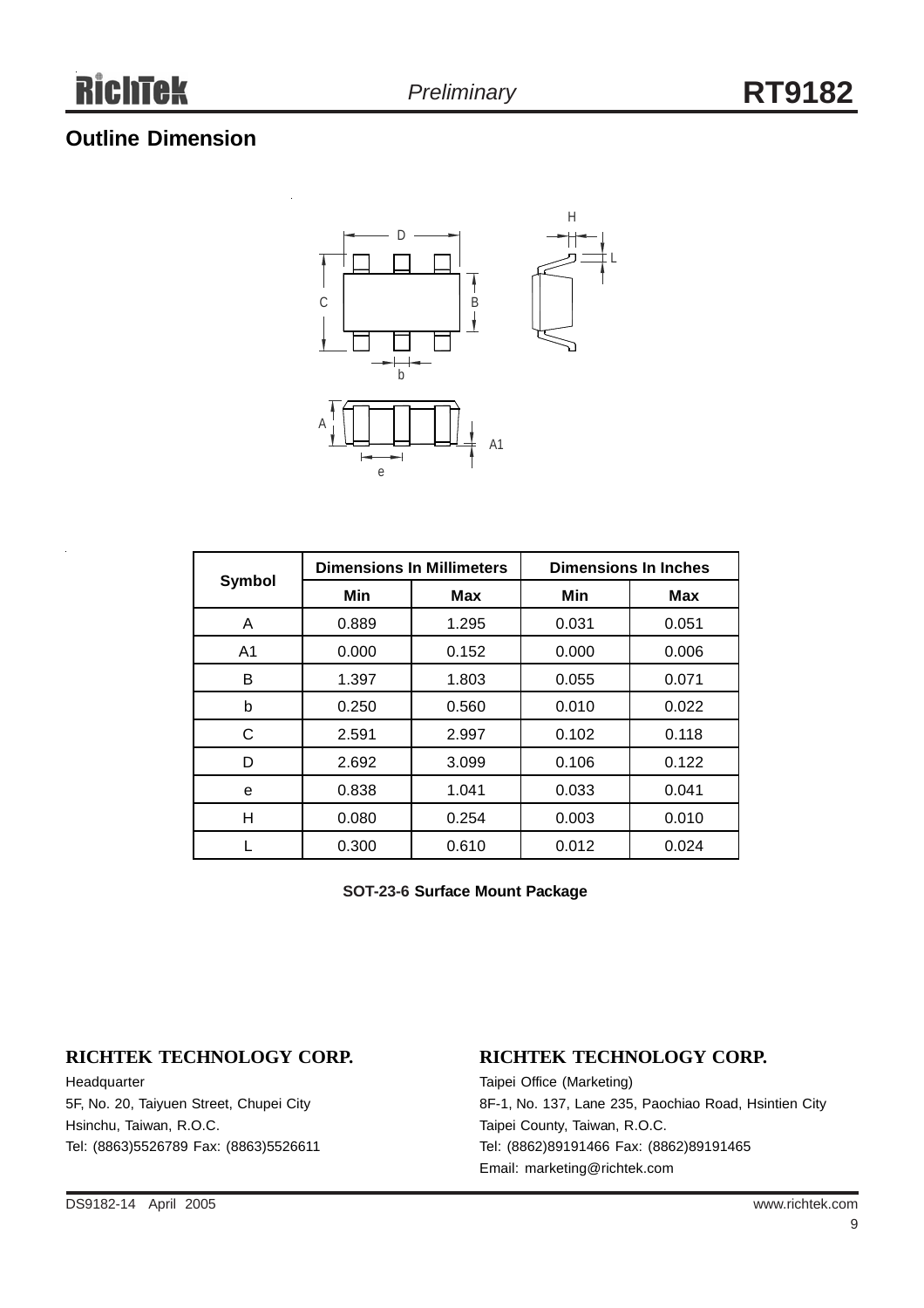## Outline Dimension

H

D

L

C

B

b

A

A1

e

| Symbol | Dimensions In Millimeters | | Dimensions In Inches | |
|---|---|---|---|---|
| | Min | Max | Min | Max |
| A | 0.889 | 1.295 | 0.031 | 0.051 |
| A1 | 0.000 | 0.152 | 0.000 | 0.006 |
| B | 1.397 | 1.803 | 0.055 | 0.071 |
| b | 0.250 | 0.560 | 0.010 | 0.022 |
| C | 2.591 | 2.997 | 0.102 | 0.118 |
| D | 2.692 | 3.099 | 0.106 | 0.122 |
| e | 0.838 | 1.041 | 0.033 | 0.041 |
| H | 0.080 | 0.254 | 0.003 | 0.010 |
| L | 0.300 | 0.610 | 0.012 | 0.024 |

**SOT-23-6 Surface Mount Package**

**RICHTEK TECHNOLOGY CORP.**

Headquarter
5F, No. 20, Taiyuen Street, Chupei City
Hsinchu, Taiwan, R.O.C.
Tel: (8863)5526789 Fax: (8863)5526611

**RICHTEK TECHNOLOGY CORP.**

Taipei Office (Marketing)
8F-1, No. 137, Lane 235, Paochiao Road, Hsintien City
Taipei County, Taiwan, R.O.C.
Tel: (8862)89191466 Fax: (8862)89191465
Email: marketing@richtek.com